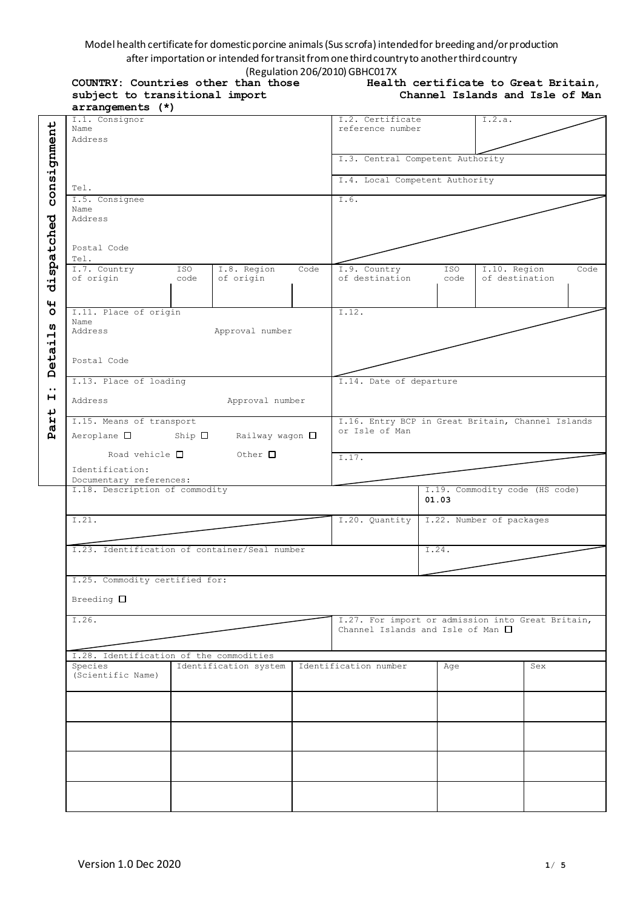Model health certificate for domestic porcine animals (Sus scrofa) intended for breeding and/or production after importation or intended for transit from one third country to another third country

(Regulation 206/2010) GBHC017X

**COUNTRY: Countries other than those subject to transitional import arrangements (*)**

**Health certificate to Great Britain, Channel Islands and Isle of Man**

**Part I: Details of dispatched consignment**

| | | | |
|---|---|---|---|
| I.1. Consignor<br>Name<br>Address<br><br>Tel. | | I.2. Certificate reference number | I.2.a. |
| | | I.3. Central Competent Authority | |
| | | I.4. Local Competent Authority | |
| I.5. Consignee<br>Name<br>Address<br>Postal Code<br>Tel. | | I.6. | |
| I.7. Country of origin / ISO code | I.8. Region of origin / Code | I.9. Country of destination / ISO code | I.10. Region of destination / Code |
| I.11. Place of origin<br>Name<br>Address<br>Approval number<br>Postal Code | | I.12. | |
| I.13. Place of loading<br>Address<br>Approval number | | I.14. Date of departure | |
| I.15. Means of transport<br>Aeroplane ☐ Ship ☐ Railway wagon ☐<br>Road vehicle ☐ Other ☐<br>Identification:<br>Documentary references: | | I.16. Entry BCP in Great Britain, Channel Islands or Isle of Man | |
| | | I.17. | |
| I.18. Description of commodity | | | I.19. Commodity code (HS code)<br>01.03 |
| I.21. | | I.20. Quantity | I.22. Number of packages |
| I.23. Identification of container/Seal number | | | I.24. |
| I.25. Commodity certified for:<br>Breeding ☐ | | | |
| I.26. | | I.27. For import or admission into Great Britain, Channel Islands and Isle of Man ☐ | |

I.28. Identification of the commodities

| Species (Scientific Name) | Identification system | Identification number | Age | Sex |
|---|---|---|---|---|
| | | | | |
| | | | | |
| | | | | |
| | | | | |

Version 1.0 Dec 2020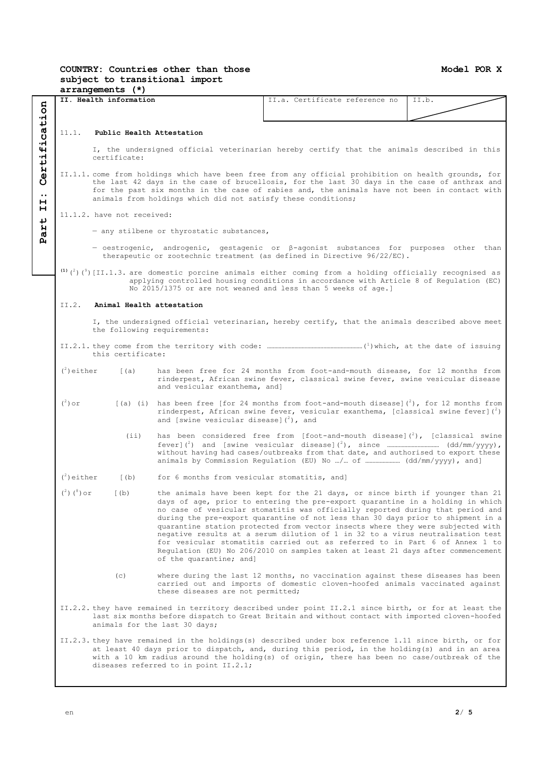**COUNTRY: Countries other than those subject to transitional import arrangements (*)** **Model POR X**

**Part II: Certification**

| II. Health information | II.a. Certificate reference no | II.b. |
|---|---|---|

### II.1. Public Health Attestation

I, the undersigned official veterinarian hereby certify that the animals described in this certificate:

II.1.1. come from holdings which have been free from any official prohibition on health grounds, for the last 42 days in the case of brucellosis, for the last 30 days in the case of anthrax and for the past six months in the case of rabies and, the animals have not been in contact with animals from holdings which did not satisfy these conditions;

II.1.2. have not received:

— any stilbene or thyrostatic substances,

— oestrogenic, androgenic, gestagenic or β-agonist substances for purposes other than therapeutic or zootechnic treatment (as defined in Directive 96/22/EC).

(1) (2) (9) [II.1.3. are domestic porcine animals either coming from a holding officially recognised as applying controlled housing conditions in accordance with Article 8 of Regulation (EC) No 2015/1375 or are not weaned and less than 5 weeks of age.]

### II.2. Animal Health attestation

I, the undersigned official veterinarian, hereby certify, that the animals described above meet the following requirements:

II.2.1. they come from the territory with code: ………………………………………………… (1) which, at the date of issuing this certificate:

(2) either [(a) has been free for 24 months from foot-and-mouth disease, for 12 months from rinderpest, African swine fever, classical swine fever, swine vesicular disease and vesicular exanthema, and]

(2) or [(a) (i) has been free [for 24 months from foot-and-mouth disease] (2), for 12 months from rinderpest, African swine fever, vesicular exanthema, [classical swine fever] (2) and [swine vesicular disease] (2), and

(ii) has been considered free from [foot-and-mouth disease] (2), [classical swine fever] (2) and [swine vesicular disease] (2), since ……………………………… (dd/mm/yyyy), without having had cases/outbreaks from that date, and authorised to export these animals by Commission Regulation (EU) No …/… of …………………… (dd/mm/yyyy), and]

(2) either [(b) for 6 months from vesicular stomatitis, and]

(2) (8) or [(b) the animals have been kept for the 21 days, or since birth if younger than 21 days of age, prior to entering the pre-export quarantine in a holding in which no case of vesicular stomatitis was officially reported during that period and during the pre-export quarantine of not less than 30 days prior to shipment in a quarantine station protected from vector insects where they were subjected with negative results at a serum dilution of 1 in 32 to a virus neutralisation test for vesicular stomatitis carried out as referred to in Part 6 of Annex 1 to Regulation (EU) No 206/2010 on samples taken at least 21 days after commencement of the quarantine; and]

(c) where during the last 12 months, no vaccination against these diseases has been carried out and imports of domestic cloven-hoofed animals vaccinated against these diseases are not permitted;

II.2.2. they have remained in territory described under point II.2.1 since birth, or for at least the last six months before dispatch to Great Britain and without contact with imported cloven-hoofed animals for the last 30 days;

II.2.3. they have remained in the holdings(s) described under box reference 1.11 since birth, or for at least 40 days prior to dispatch, and, during this period, in the holding(s) and in an area with a 10 km radius around the holding(s) of origin, there has been no case/outbreak of the diseases referred to in point II.2.1;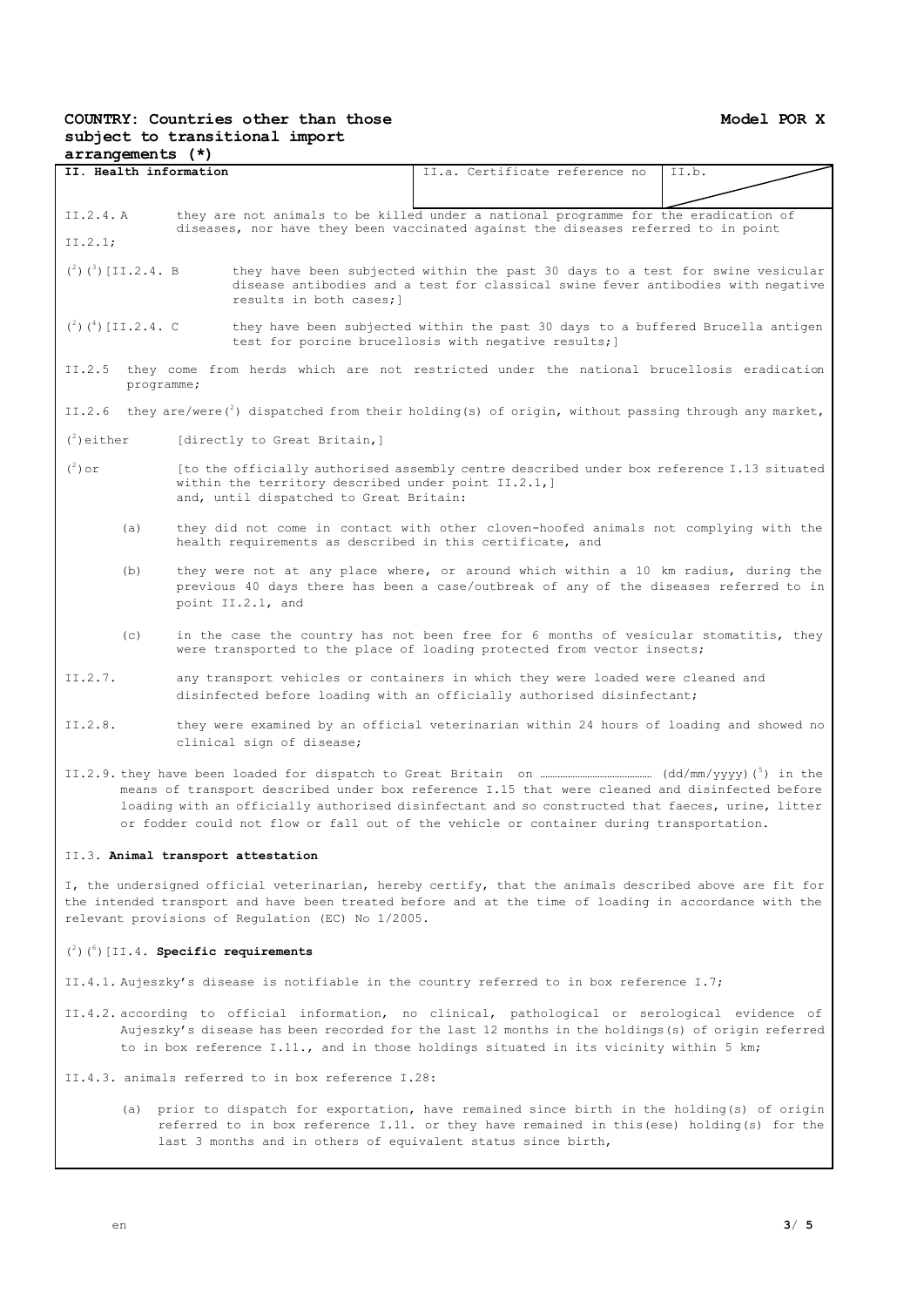**COUNTRY: Countries other than those subject to transitional import arrangements (*)**

**Model POR X**

| II. Health information | II.a. Certificate reference no | II.b. |
|---|---|---|

II.2.4. A they are not animals to be killed under a national programme for the eradication of diseases, nor have they been vaccinated against the diseases referred to in point II.2.1;

([2]) ([3]) [II.2.4. B they have been subjected within the past 30 days to a test for swine vesicular disease antibodies and a test for classical swine fever antibodies with negative results in both cases;]

([2]) ([4]) [II.2.4. C they have been subjected within the past 30 days to a buffered Brucella antigen test for porcine brucellosis with negative results;]

II.2.5 they come from herds which are not restricted under the national brucellosis eradication programme;

II.2.6 they are/were([2]) dispatched from their holding(s) of origin, without passing through any market,

([2]) either [directly to Great Britain,]

([2]) or [to the officially authorised assembly centre described under box reference I.13 situated within the territory described under point II.2.1,]
and, until dispatched to Great Britain:

(a) they did not come in contact with other cloven-hoofed animals not complying with the health requirements as described in this certificate, and

(b) they were not at any place where, or around which within a 10 km radius, during the previous 40 days there has been a case/outbreak of any of the diseases referred to in point II.2.1, and

(c) in the case the country has not been free for 6 months of vesicular stomatitis, they were transported to the place of loading protected from vector insects;

II.2.7. any transport vehicles or containers in which they were loaded were cleaned and disinfected before loading with an officially authorised disinfectant;

II.2.8. they were examined by an official veterinarian within 24 hours of loading and showed no clinical sign of disease;

II.2.9. they have been loaded for dispatch to Great Britain on ……………………………… (dd/mm/yyyy)([5]) in the means of transport described under box reference I.15 that were cleaned and disinfected before loading with an officially authorised disinfectant and so constructed that faeces, urine, litter or fodder could not flow or fall out of the vehicle or container during transportation.

II.3. **Animal transport attestation**

I, the undersigned official veterinarian, hereby certify, that the animals described above are fit for the intended transport and have been treated before and at the time of loading in accordance with the relevant provisions of Regulation (EC) No 1/2005.

([2]) ([6]) [II.4. **Specific requirements**

II.4.1. Aujeszky's disease is notifiable in the country referred to in box reference I.7;

II.4.2. according to official information, no clinical, pathological or serological evidence of Aujeszky's disease has been recorded for the last 12 months in the holdings(s) of origin referred to in box reference I.11., and in those holdings situated in its vicinity within 5 km;

II.4.3. animals referred to in box reference I.28:

(a) prior to dispatch for exportation, have remained since birth in the holding(s) of origin referred to in box reference I.11. or they have remained in this(ese) holding(s) for the last 3 months and in others of equivalent status since birth,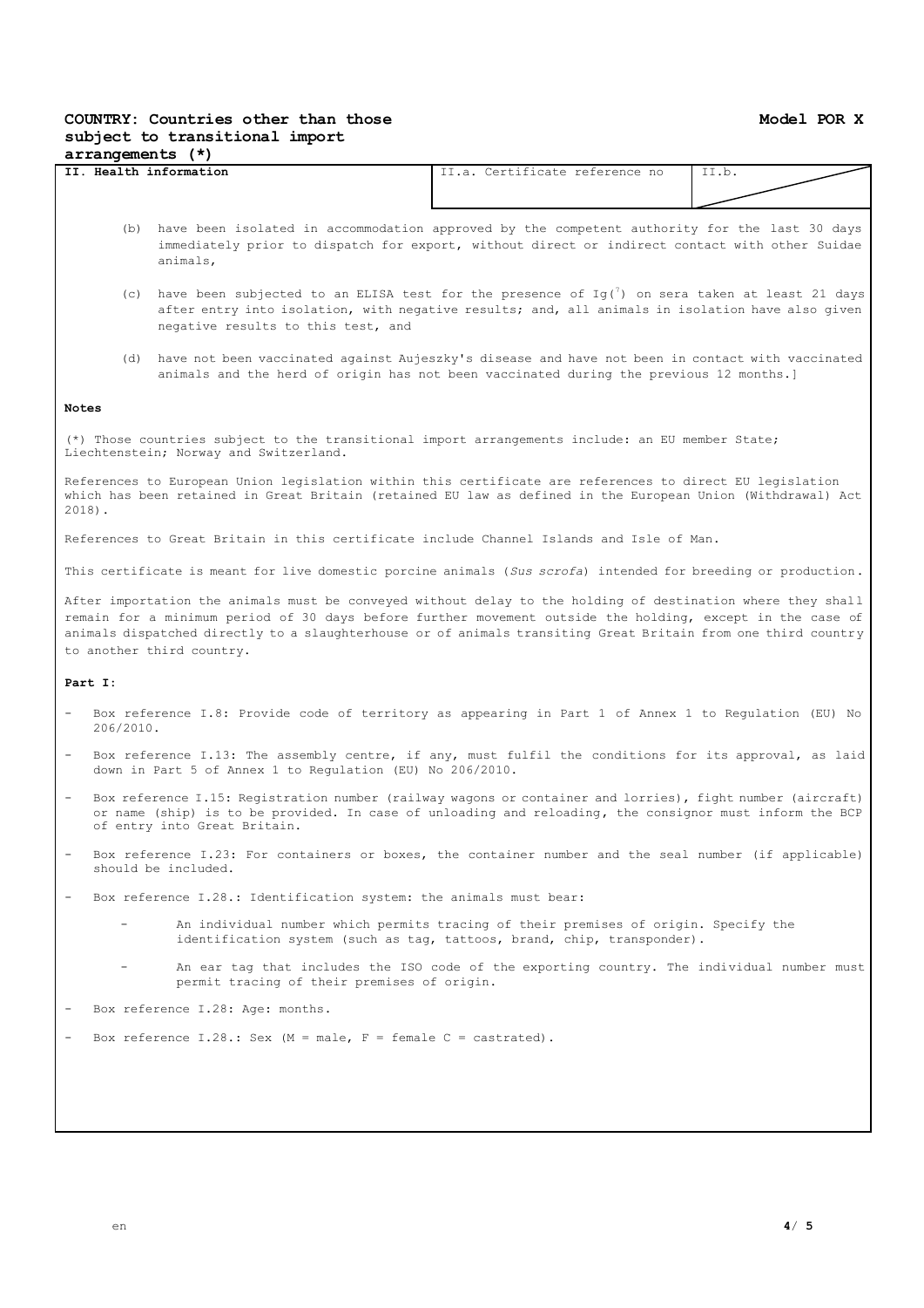**COUNTRY: Countries other than those subject to transitional import arrangements (*)**

**Model POR X**

| **II. Health information** | II.a. Certificate reference no | II.b. |
|---|---|---|

(b) have been isolated in accommodation approved by the competent authority for the last 30 days immediately prior to dispatch for export, without direct or indirect contact with other Suidae animals,

(c) have been subjected to an ELISA test for the presence of Ig([7]) on sera taken at least 21 days after entry into isolation, with negative results; and, all animals in isolation have also given negative results to this test, and

(d) have not been vaccinated against Aujeszky's disease and have not been in contact with vaccinated animals and the herd of origin has not been vaccinated during the previous 12 months.]

**Notes**

(*) Those countries subject to the transitional import arrangements include: an EU member State; Liechtenstein; Norway and Switzerland.

References to European Union legislation within this certificate are references to direct EU legislation which has been retained in Great Britain (retained EU law as defined in the European Union (Withdrawal) Act 2018).

References to Great Britain in this certificate include Channel Islands and Isle of Man.

This certificate is meant for live domestic porcine animals (*Sus scrofa*) intended for breeding or production.

After importation the animals must be conveyed without delay to the holding of destination where they shall remain for a minimum period of 30 days before further movement outside the holding, except in the case of animals dispatched directly to a slaughterhouse or of animals transiting Great Britain from one third country to another third country.

**Part I:**

- Box reference I.8: Provide code of territory as appearing in Part 1 of Annex 1 to Regulation (EU) No 206/2010.
- Box reference I.13: The assembly centre, if any, must fulfil the conditions for its approval, as laid down in Part 5 of Annex 1 to Regulation (EU) No 206/2010.
- Box reference I.15: Registration number (railway wagons or container and lorries), fight number (aircraft) or name (ship) is to be provided. In case of unloading and reloading, the consignor must inform the BCP of entry into Great Britain.
- Box reference I.23: For containers or boxes, the container number and the seal number (if applicable) should be included.
- Box reference I.28.: Identification system: the animals must bear:
  - An individual number which permits tracing of their premises of origin. Specify the identification system (such as tag, tattoos, brand, chip, transponder).
  - An ear tag that includes the ISO code of the exporting country. The individual number must permit tracing of their premises of origin.
- Box reference I.28: Age: months.
- Box reference I.28.: Sex (M = male, F = female C = castrated).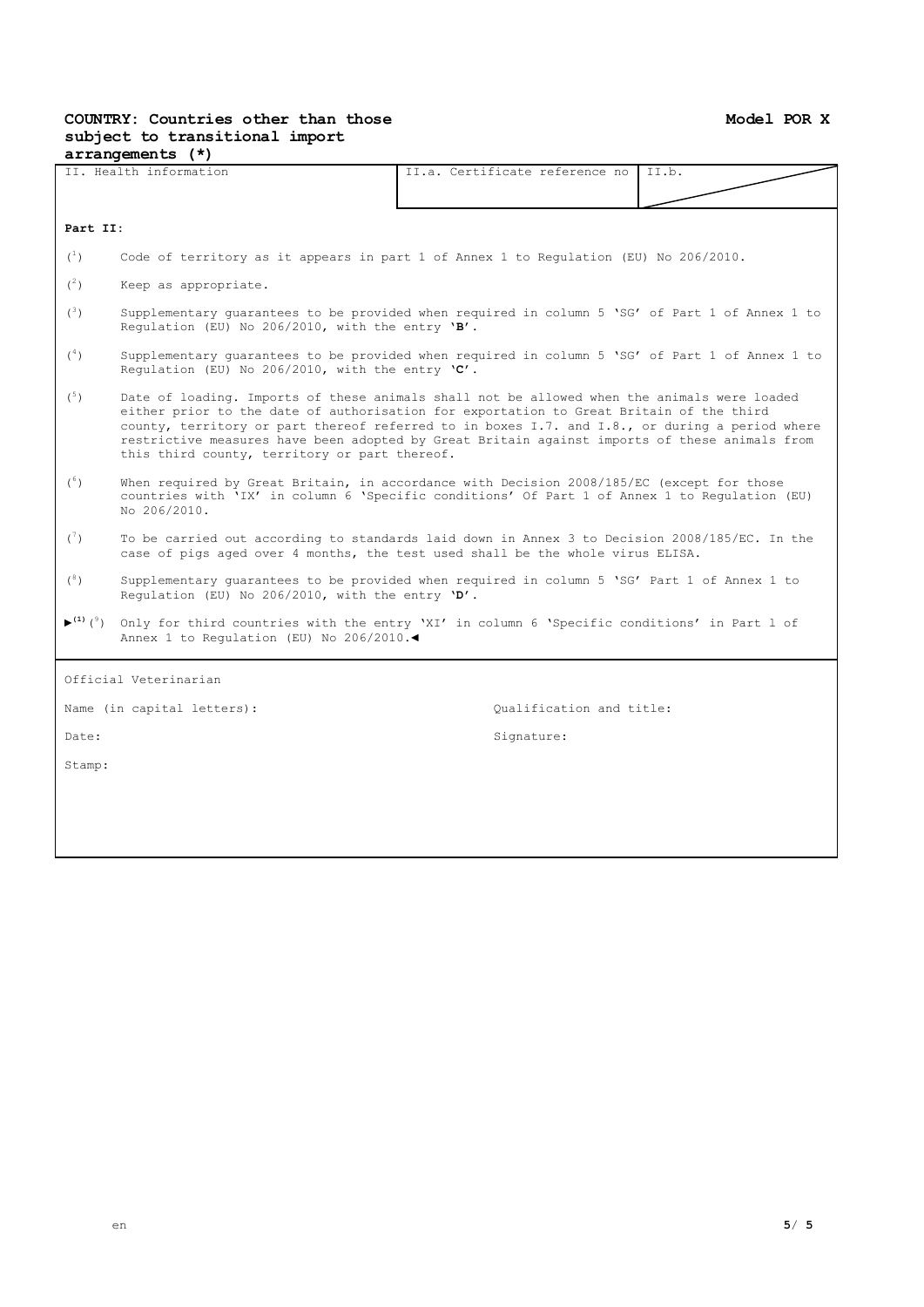**COUNTRY: Countries other than those subject to transitional import arrangements (*)**

**Model POR X**

| II. Health information | II.a. Certificate reference no | II.b. |
| --- | --- | --- |

**Part II:**

(1) Code of territory as it appears in part 1 of Annex 1 to Regulation (EU) No 206/2010.

(2) Keep as appropriate.

(3) Supplementary guarantees to be provided when required in column 5 'SG' of Part 1 of Annex 1 to Regulation (EU) No 206/2010, with the entry **'B'**.

(4) Supplementary guarantees to be provided when required in column 5 'SG' of Part 1 of Annex 1 to Regulation (EU) No 206/2010, with the entry **'C'**.

(5) Date of loading. Imports of these animals shall not be allowed when the animals were loaded either prior to the date of authorisation for exportation to Great Britain of the third county, territory or part thereof referred to in boxes I.7. and I.8., or during a period where restrictive measures have been adopted by Great Britain against imports of these animals from this third county, territory or part thereof.

(6) When required by Great Britain, in accordance with Decision 2008/185/EC (except for those countries with 'IX' in column 6 'Specific conditions' Of Part 1 of Annex 1 to Regulation (EU) No 206/2010.

(7) To be carried out according to standards laid down in Annex 3 to Decision 2008/185/EC. In the case of pigs aged over 4 months, the test used shall be the whole virus ELISA.

(8) Supplementary guarantees to be provided when required in column 5 'SG' Part 1 of Annex 1 to Regulation (EU) No 206/2010, with the entry **'D'**.

►[(1)] (9) Only for third countries with the entry 'XI' in column 6 'Specific conditions' in Part 1 of Annex 1 to Regulation (EU) No 206/2010.◄

Official Veterinarian

Name (in capital letters): Qualification and title:

Date: Signature:

Stamp: